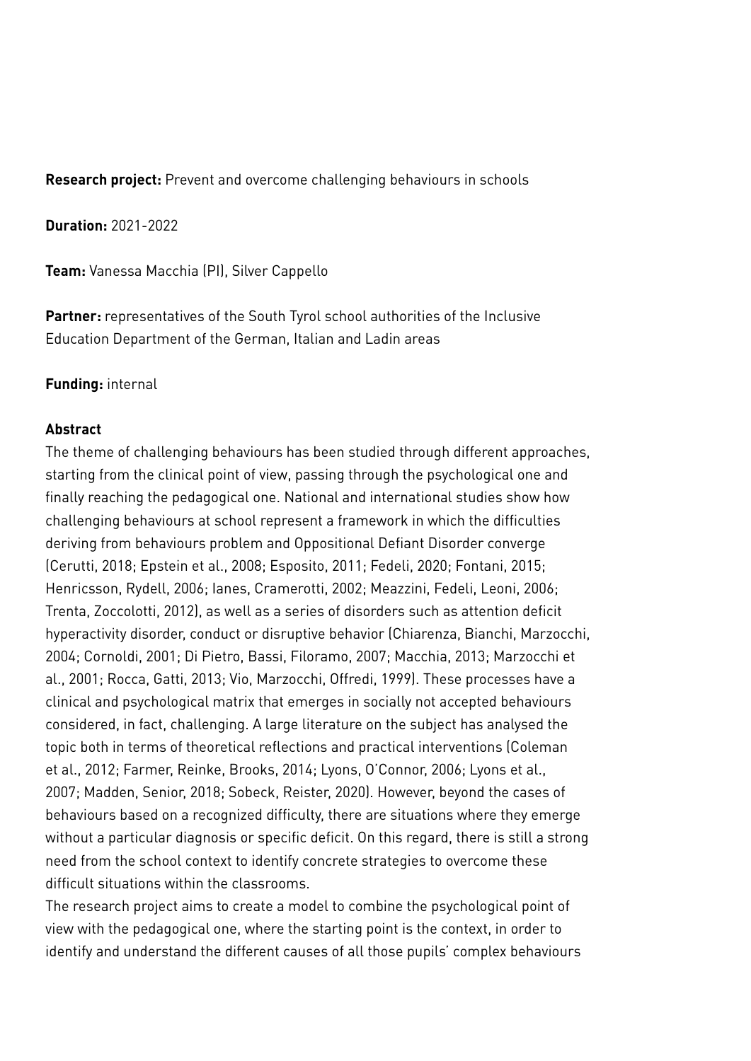**Research project:** Prevent and overcome challenging behaviours in schools

**Duration:** 2021-2022

**Team:** Vanessa Macchia (PI), Silver Cappello

**Partner:** representatives of the South Tyrol school authorities of the Inclusive Education Department of the German, Italian and Ladin areas

**Funding:** internal

**Abstract**

The theme of challenging behaviours has been studied through different approaches, starting from the clinical point of view, passing through the psychological one and finally reaching the pedagogical one. National and international studies show how challenging behaviours at school represent a framework in which the difficulties deriving from behaviours problem and Oppositional Defiant Disorder converge (Cerutti, 2018; Epstein et al., 2008; Esposito, 2011; Fedeli, 2020; Fontani, 2015; Henricsson, Rydell, 2006; Ianes, Cramerotti, 2002; Meazzini, Fedeli, Leoni, 2006; Trenta, Zoccolotti, 2012), as well as a series of disorders such as attention deficit hyperactivity disorder, conduct or disruptive behavior (Chiarenza, Bianchi, Marzocchi, 2004; Cornoldi, 2001; Di Pietro, Bassi, Filoramo, 2007; Macchia, 2013; Marzocchi et al., 2001; Rocca, Gatti, 2013; Vio, Marzocchi, Offredi, 1999). These processes have a clinical and psychological matrix that emerges in socially not accepted behaviours considered, in fact, challenging. A large literature on the subject has analysed the topic both in terms of theoretical reflections and practical interventions (Coleman et al., 2012; Farmer, Reinke, Brooks, 2014; Lyons, O'Connor, 2006; Lyons et al., 2007; Madden, Senior, 2018; Sobeck, Reister, 2020). However, beyond the cases of behaviours based on a recognized difficulty, there are situations where they emerge without a particular diagnosis or specific deficit. On this regard, there is still a strong need from the school context to identify concrete strategies to overcome these difficult situations within the classrooms.

The research project aims to create a model to combine the psychological point of view with the pedagogical one, where the starting point is the context, in order to identify and understand the different causes of all those pupils' complex behaviours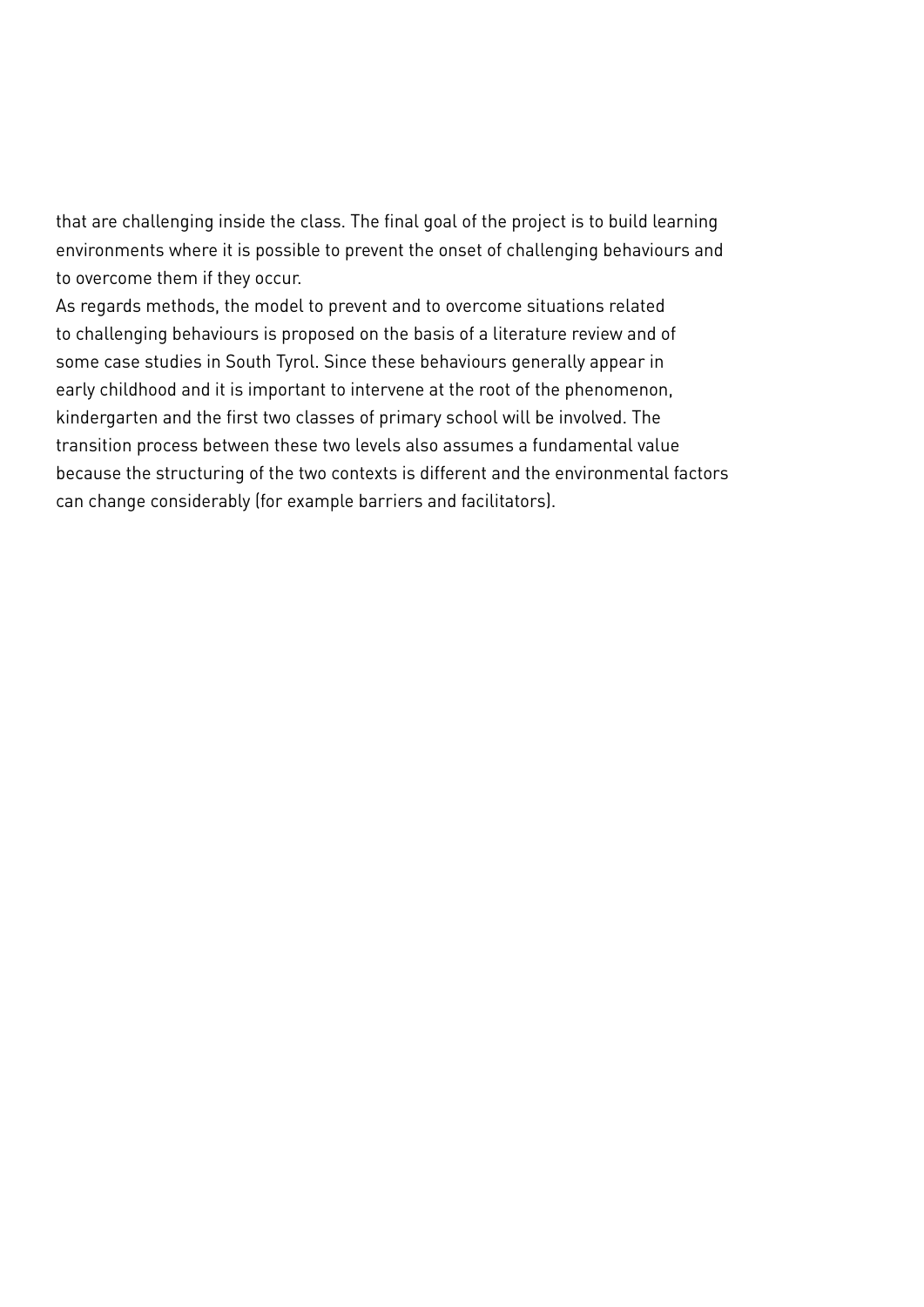that are challenging inside the class. The final goal of the project is to build learning environments where it is possible to prevent the onset of challenging behaviours and to overcome them if they occur.

As regards methods, the model to prevent and to overcome situations related to challenging behaviours is proposed on the basis of a literature review and of some case studies in South Tyrol. Since these behaviours generally appear in early childhood and it is important to intervene at the root of the phenomenon, kindergarten and the first two classes of primary school will be involved. The transition process between these two levels also assumes a fundamental value because the structuring of the two contexts is different and the environmental factors can change considerably (for example barriers and facilitators).